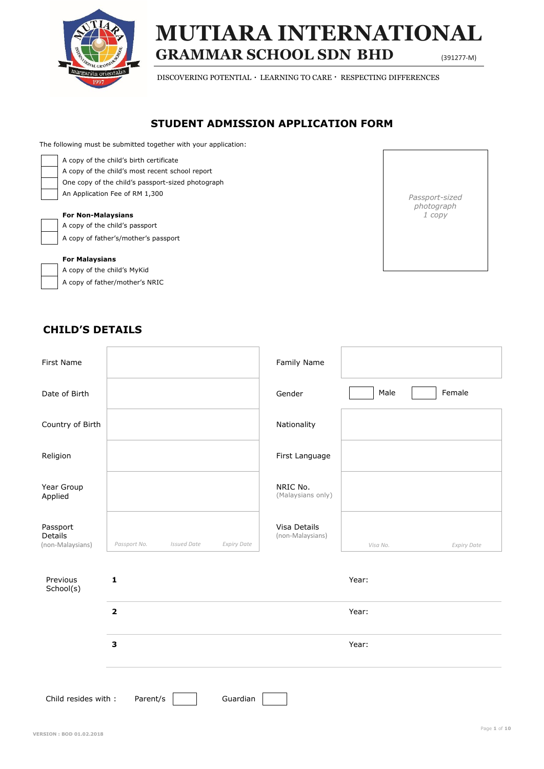# MUTIARA INTERNATIONAL GRAMMAR SCHOOL SDN BHD

(391277-M)

DISCOVERING POTENTIAL · LEARNING TO CARE · RESPECTING DIFFERENCES

## STUDENT ADMISSION APPLICATION FORM

The following must be submitted together with your application:

- ☐ A copy of the child's birth certificate
- ☐ A copy of the child's most recent school report
- ☐ One copy of the child's passport-sized photograph
- ☐ An Application Fee of RM 1,300

**For Non-Malaysians**

- ☐ A copy of the child's passport
- ☐ A copy of father's/mother's passport

**For Malaysians**

- ☐ A copy of the child's MyKid
- ☐ A copy of father/mother's NRIC

*Passport-sized photograph 1 copy*

## CHILD'S DETAILS

| | | | |
|---|---|---|---|
| First Name | | Family Name | |
| Date of Birth | | Gender | ☐ Male ☐ Female |
| Country of Birth | | Nationality | |
| Religion | | First Language | |
| Year Group Applied | | NRIC No. (Malaysians only) | |
| Passport Details (non-Malaysians) | *Passport No.* *Issued Date* *Expiry Date* | Visa Details (non-Malaysians) | *Visa No.* *Expiry Date* |

| Previous School(s) | | |
|---|---|---|
| | **1** | Year: |
| | **2** | Year: |
| | **3** | Year: |

Child resides with : Parent/s ☐ Guardian ☐

VERSION : BOD 01.02.2018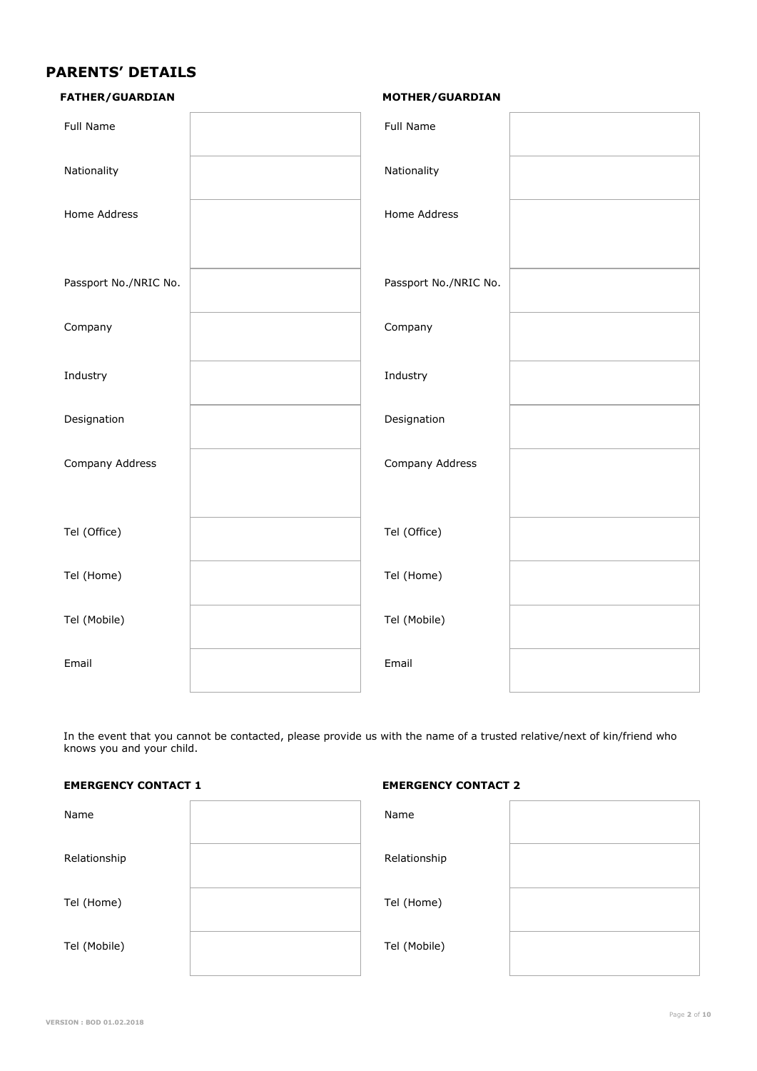## PARENTS' DETAILS

| FATHER/GUARDIAN | | MOTHER/GUARDIAN | |
|---|---|---|---|
| Full Name | | Full Name | |
| Nationality | | Nationality | |
| Home Address | | Home Address | |
| Passport No./NRIC No. | | Passport No./NRIC No. | |
| Company | | Company | |
| Industry | | Industry | |
| Designation | | Designation | |
| Company Address | | Company Address | |
| Tel (Office) | | Tel (Office) | |
| Tel (Home) | | Tel (Home) | |
| Tel (Mobile) | | Tel (Mobile) | |
| Email | | Email | |

In the event that you cannot be contacted, please provide us with the name of a trusted relative/next of kin/friend who knows you and your child.

| EMERGENCY CONTACT 1 | | EMERGENCY CONTACT 2 | |
|---|---|---|---|
| Name | | Name | |
| Relationship | | Relationship | |
| Tel (Home) | | Tel (Home) | |
| Tel (Mobile) | | Tel (Mobile) | |

VERSION : BOD 01.02.2018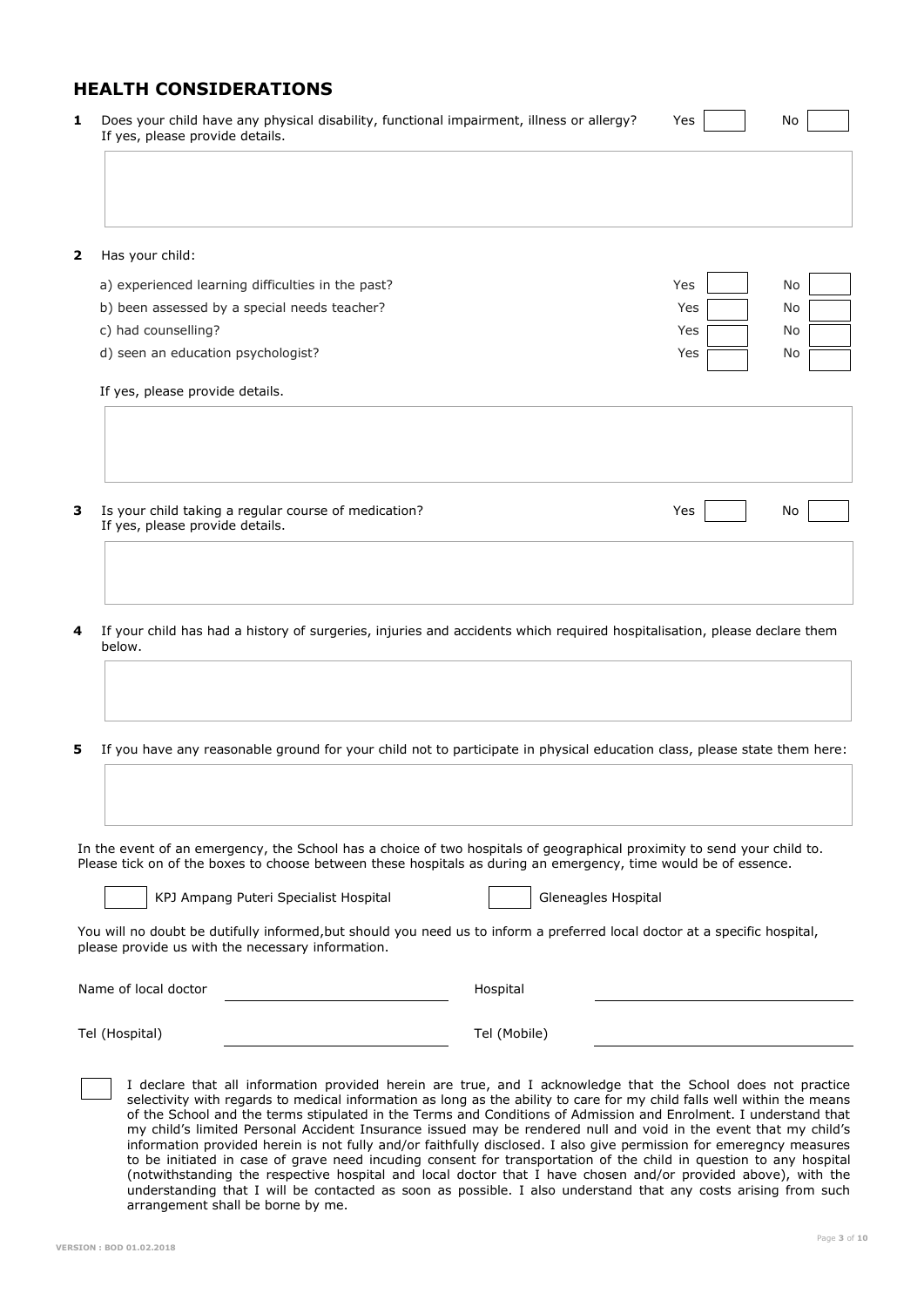## HEALTH CONSIDERATIONS

**1** Does your child have any physical disability, functional impairment, illness or allergy? Yes [ ] No [ ]
If yes, please provide details.

**2** Has your child:

| | | |
|---|---|---|
| a) experienced learning difficulties in the past? | Yes [ ] | No [ ] |
| b) been assessed by a special needs teacher? | Yes [ ] | No [ ] |
| c) had counselling? | Yes [ ] | No [ ] |
| d) seen an education psychologist? | Yes [ ] | No [ ] |

If yes, please provide details.

**3** Is your child taking a regular course of medication? Yes [ ] No [ ]
If yes, please provide details.

**4** If your child has had a history of surgeries, injuries and accidents which required hospitalisation, please declare them below.

**5** If you have any reasonable ground for your child not to participate in physical education class, please state them here:

In the event of an emergency, the School has a choice of two hospitals of geographical proximity to send your child to. Please tick on of the boxes to choose between these hospitals as during an emergency, time would be of essence.

[ ] KPJ Ampang Puteri Specialist Hospital [ ] Gleneagles Hospital

You will no doubt be dutifully informed,but should you need us to inform a preferred local doctor at a specific hospital, please provide us with the necessary information.

Name of local doctor ______________________ Hospital ______________________

Tel (Hospital) ______________________ Tel (Mobile) ______________________

[ ] I declare that all information provided herein are true, and I acknowledge that the School does not practice selectivity with regards to medical information as long as the ability to care for my child falls well within the means of the School and the terms stipulated in the Terms and Conditions of Admission and Enrolment. I understand that my child's limited Personal Accident Insurance issued may be rendered null and void in the event that my child's information provided herein is not fully and/or faithfully disclosed. I also give permission for emeregncy measures to be initiated in case of grave need incuding consent for transportation of the child in question to any hospital (notwithstanding the respective hospital and local doctor that I have chosen and/or provided above), with the understanding that I will be contacted as soon as possible. I also understand that any costs arising from such arrangement shall be borne by me.

VERSION : BOD 01.02.2018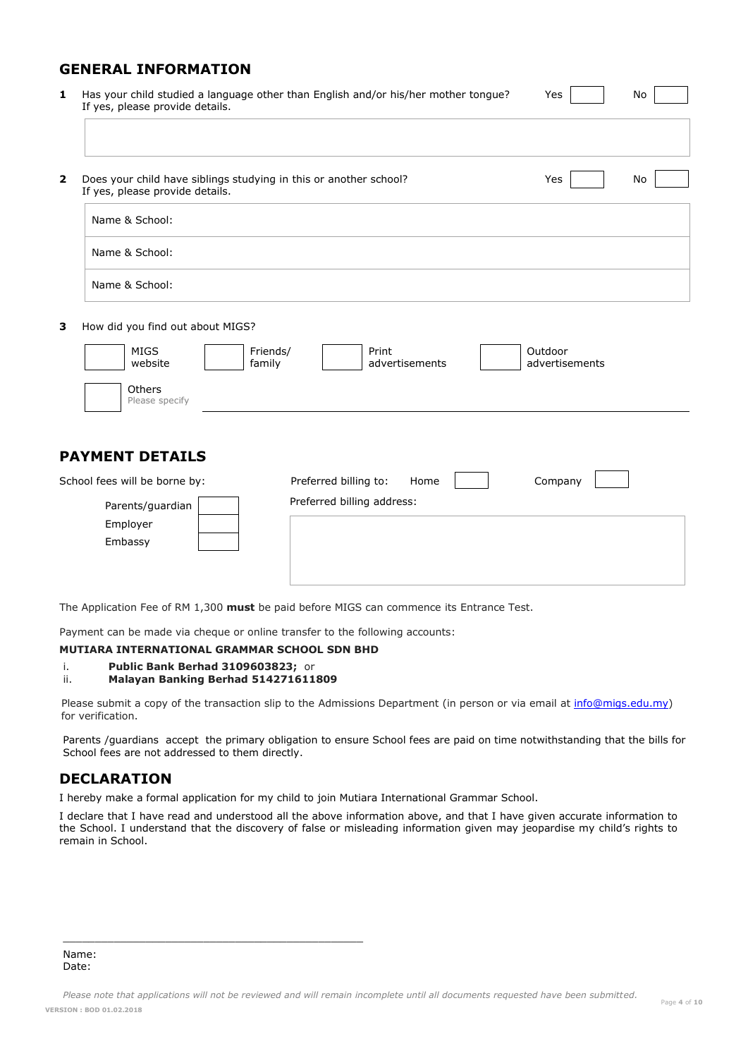## GENERAL INFORMATION

**1** Has your child studied a language other than English and/or his/her mother tongue? Yes ☐ No ☐
If yes, please provide details.

**2** Does your child have siblings studying in this or another school? Yes ☐ No ☐
If yes, please provide details.

| Name & School: |
|---|
| Name & School: |
| Name & School: |

**3** How did you find out about MIGS?

☐ MIGS website ☐ Friends/ family ☐ Print advertisements ☐ Outdoor advertisements

☐ Others
Please specify ____________________

## PAYMENT DETAILS

School fees will be borne by:

- Parents/guardian ☐
- Employer ☐
- Embassy ☐

Preferred billing to: Home ☐ Company ☐

Preferred billing address:

The Application Fee of RM 1,300 **must** be paid before MIGS can commence its Entrance Test.

Payment can be made via cheque or online transfer to the following accounts:

**MUTIARA INTERNATIONAL GRAMMAR SCHOOL SDN BHD**

i. **Public Bank Berhad 3109603823;** or
ii. **Malayan Banking Berhad 514271611809**

Please submit a copy of the transaction slip to the Admissions Department (in person or via email at info@migs.edu.my) for verification.

Parents /guardians accept the primary obligation to ensure School fees are paid on time notwithstanding that the bills for School fees are not addressed to them directly.

## DECLARATION

I hereby make a formal application for my child to join Mutiara International Grammar School.

I declare that I have read and understood all the above information, and that I have given accurate information to the School. I understand that the discovery of false or misleading information given may jeopardise my child's rights to remain in School.

_______________________________________________

Name:
Date:

*Please note that applications will not be reviewed and will remain incomplete until all documents requested have been submitted.*

VERSION : BOD 01.02.2018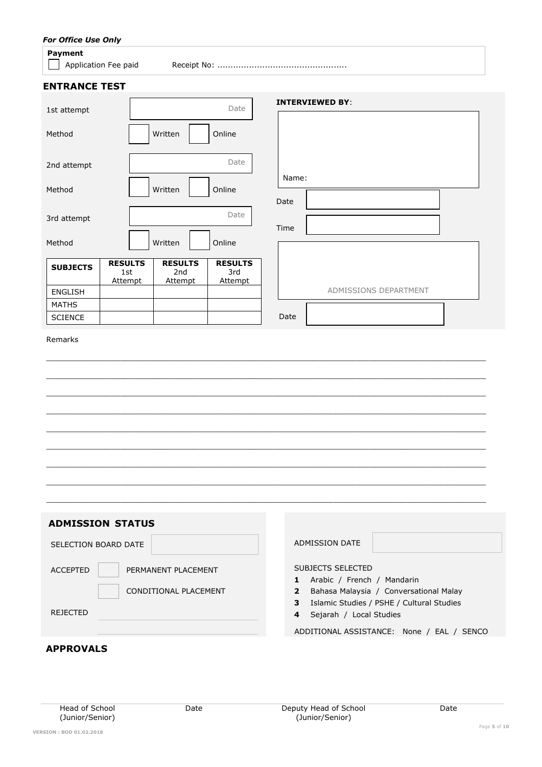*For Office Use Only*

**Payment**

☐ Application Fee paid     Receipt No: ................................................

## ENTRANCE TEST

1st attempt: Date

Method: ☐ Written ☐ Online

2nd attempt: Date

Method: ☐ Written ☐ Online

3rd attempt: Date

Method: ☐ Written ☐ Online

| SUBJECTS | RESULTS 1st Attempt | RESULTS 2nd Attempt | RESULTS 3rd Attempt |
|---|---|---|---|
| ENGLISH | | | |
| MATHS | | | |
| SCIENCE | | | |

**INTERVIEWED BY**:

Name:

Date

Time

ADMISSIONS DEPARTMENT

Date

Remarks

_____________________________________________________________________________

_____________________________________________________________________________

_____________________________________________________________________________

_____________________________________________________________________________

_____________________________________________________________________________

_____________________________________________________________________________

_____________________________________________________________________________

_____________________________________________________________________________

_____________________________________________________________________________

## ADMISSION STATUS

SELECTION BOARD DATE

ACCEPTED ☐ PERMANENT PLACEMENT

☐ CONDITIONAL PLACEMENT

REJECTED

ADMISSION DATE

SUBJECTS SELECTED

1. Arabic / French / Mandarin
2. Bahasa Malaysia / Conversational Malay
3. Islamic Studies / PSHE / Cultural Studies
4. Sejarah / Local Studies

ADDITIONAL ASSISTANCE: None / EAL / SENCO

## APPROVALS

| Head of School (Junior/Senior) | Date | Deputy Head of School (Junior/Senior) | Date |
|---|---|---|---|

VERSION : BOD 01.02.2018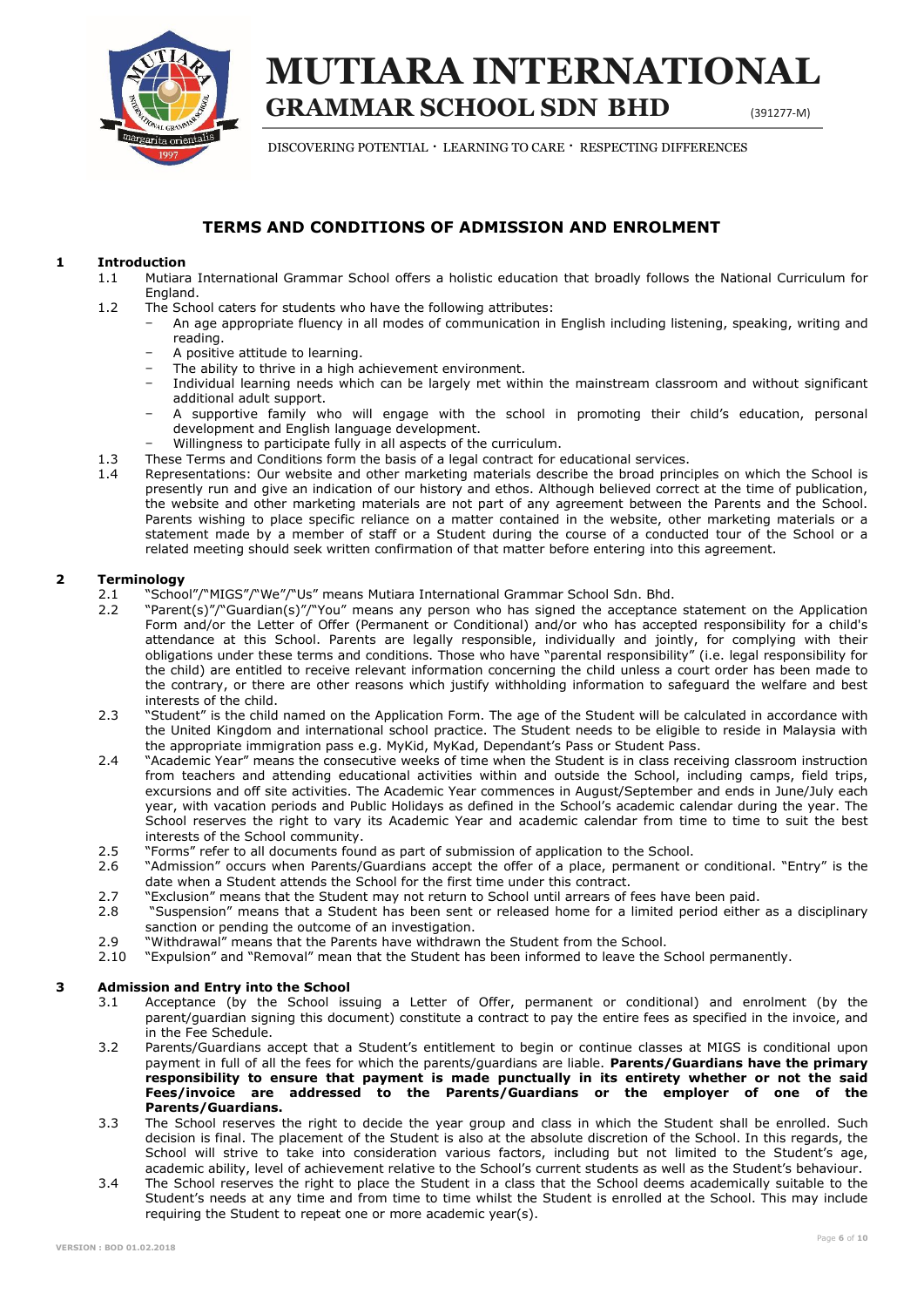# MUTIARA INTERNATIONAL GRAMMAR SCHOOL SDN BHD

(391277-M)

DISCOVERING POTENTIAL · LEARNING TO CARE · RESPECTING DIFFERENCES

## TERMS AND CONDITIONS OF ADMISSION AND ENROLMENT

### 1 Introduction

1.1 Mutiara International Grammar School offers a holistic education that broadly follows the National Curriculum for England.

1.2 The School caters for students who have the following attributes:

- An age appropriate fluency in all modes of communication in English including listening, speaking, writing and reading.
- A positive attitude to learning.
- The ability to thrive in a high achievement environment.
- Individual learning needs which can be largely met within the mainstream classroom and without significant additional adult support.
- A supportive family who will engage with the school in promoting their child's education, personal development and English language development.
- Willingness to participate fully in all aspects of the curriculum.

1.3 These Terms and Conditions form the basis of a legal contract for educational services.

1.4 Representations: Our website and other marketing materials describe the broad principles on which the School is presently run and give an indication of our history and ethos. Although believed correct at the time of publication, the website and other marketing materials are not part of any agreement between the Parents and the School. Parents wishing to place specific reliance on a matter contained in the website, other marketing materials or a statement made by a member of staff or a Student during the course of a conducted tour of the School or a related meeting should seek written confirmation of that matter before entering into this agreement.

### 2 Terminology

2.1 "School"/"MIGS"/"We"/"Us" means Mutiara International Grammar School Sdn. Bhd.

2.2 "Parent(s)"/"Guardian(s)"/"You" means any person who has signed the acceptance statement on the Application Form and/or the Letter of Offer (Permanent or Conditional) and/or who has accepted responsibility for a child's attendance at this School. Parents are legally responsible, individually and jointly, for complying with their obligations under these terms and conditions. Those who have "parental responsibility" (i.e. legal responsibility for the child) are entitled to receive relevant information concerning the child unless a court order has been made to the contrary, or there are other reasons which justify withholding information to safeguard the welfare and best interests of the child.

2.3 "Student" is the child named on the Application Form. The age of the Student will be calculated in accordance with the United Kingdom and international school practice. The Student needs to be eligible to reside in Malaysia with the appropriate immigration pass e.g. MyKid, MyKad, Dependant's Pass or Student Pass.

2.4 "Academic Year" means the consecutive weeks of time when the Student is in class receiving classroom instruction from teachers and attending educational activities within and outside the School, including camps, field trips, excursions and off site activities. The Academic Year commences in August/September and ends in June/July each year, with vacation periods and Public Holidays as defined in the School's academic calendar during the year. The School reserves the right to vary its Academic Year and academic calendar from time to time to suit the best interests of the School community.

2.5 "Forms" refer to all documents found as part of submission of application to the School.

2.6 "Admission" occurs when Parents/Guardians accept the offer of a place, permanent or conditional. "Entry" is the date when a Student attends the School for the first time under this contract.

2.7 "Exclusion" means that the Student may not return to School until arrears of fees have been paid.

2.8 "Suspension" means that a Student has been sent or released home for a limited period either as a disciplinary sanction or pending the outcome of an investigation.

2.9 "Withdrawal" means that the Parents have withdrawn the Student from the School.

2.10 "Expulsion" and "Removal" mean that the Student has been informed to leave the School permanently.

### 3 Admission and Entry into the School

3.1 Acceptance (by the School issuing a Letter of Offer, permanent or conditional) and enrolment (by the parent/guardian signing this document) constitute a contract to pay the entire fees as specified in the invoice, and in the Fee Schedule.

3.2 Parents/Guardians accept that a Student's entitlement to begin or continue classes at MIGS is conditional upon payment in full of all the fees for which the parents/guardians are liable. **Parents/Guardians have the primary responsibility to ensure that payment is made punctually in its entirety whether or not the said Fees/invoice are addressed to the Parents/Guardians or the employer of one of the Parents/Guardians.**

3.3 The School reserves the right to decide the year group and class in which the Student shall be enrolled. Such decision is final. The placement of the Student is also at the absolute discretion of the School. In this regards, the School will strive to take into consideration various factors, including but not limited to the Student's age, academic ability, level of achievement relative to the School's current students as well as the Student's behaviour.

3.4 The School reserves the right to place the Student in a class that the School deems academically suitable to the Student's needs at any time and from time to time whilst the Student is enrolled at the School. This may include requiring the Student to repeat one or more academic year(s).

VERSION : BOD 01.02.2018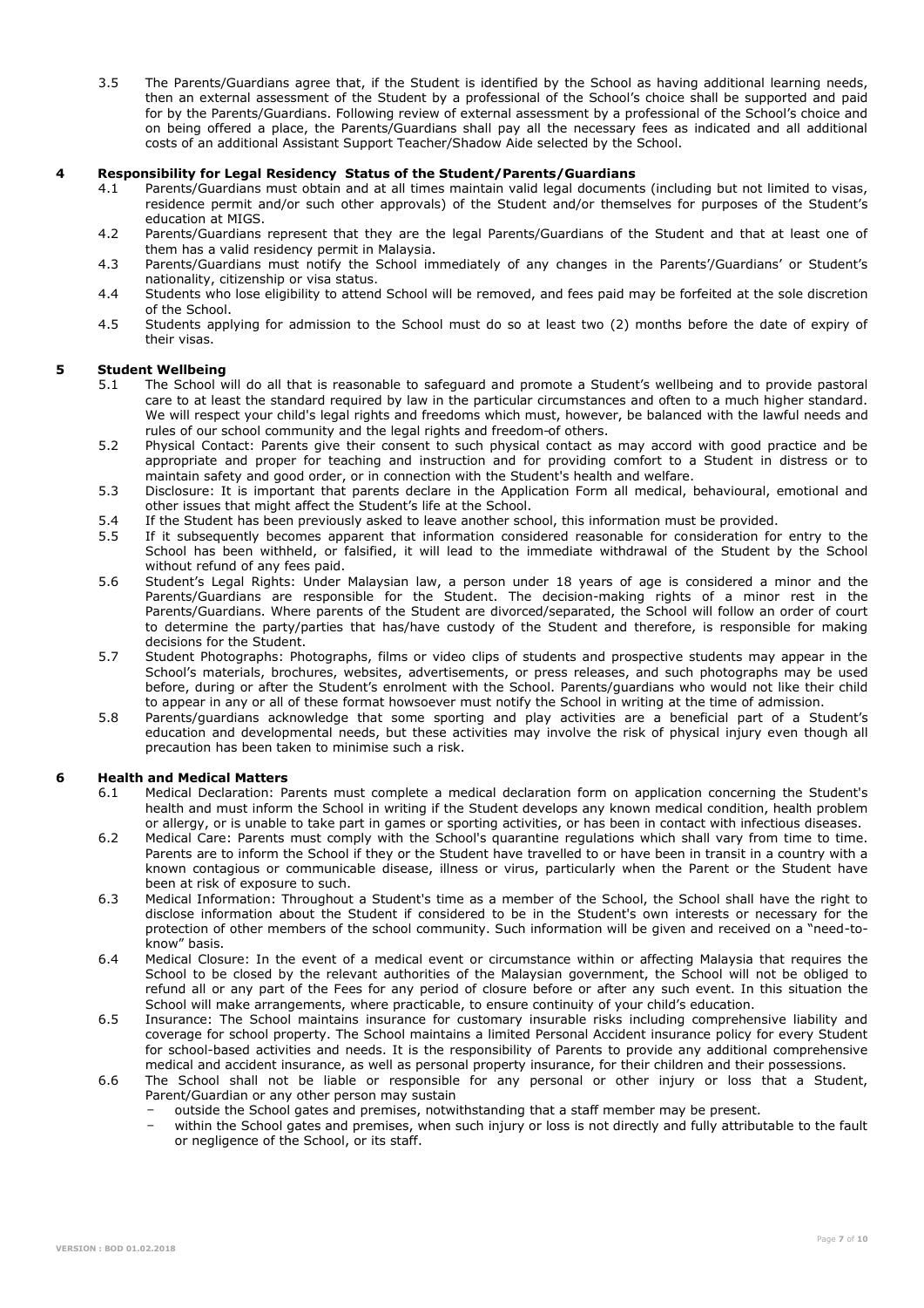3.5 The Parents/Guardians agree that, if the Student is identified by the School as having additional learning needs, then an external assessment of the Student by a professional of the School's choice shall be supported and paid for by the Parents/Guardians. Following review of external assessment by a professional of the School's choice and on being offered a place, the Parents/Guardians shall pay all the necessary fees as indicated and all additional costs of an additional Assistant Support Teacher/Shadow Aide selected by the School.

## 4 Responsibility for Legal Residency Status of the Student/Parents/Guardians

4.1 Parents/Guardians must obtain and at all times maintain valid legal documents (including but not limited to visas, residence permit and/or such other approvals) of the Student and/or themselves for purposes of the Student's education at MIGS.

4.2 Parents/Guardians represent that they are the legal Parents/Guardians of the Student and that at least one of them has a valid residency permit in Malaysia.

4.3 Parents/Guardians must notify the School immediately of any changes in the Parents'/Guardians' or Student's nationality, citizenship or visa status.

4.4 Students who lose eligibility to attend School will be removed, and fees paid may be forfeited at the sole discretion of the School.

4.5 Students applying for admission to the School must do so at least two (2) months before the date of expiry of their visas.

## 5 Student Wellbeing

5.1 The School will do all that is reasonable to safeguard and promote a Student's wellbeing and to provide pastoral care to at least the standard required by law in the particular circumstances and often to a much higher standard. We will respect your child's legal rights and freedoms which must, however, be balanced with the lawful needs and rules of our school community and the legal rights and freedom-of others.

5.2 Physical Contact: Parents give their consent to such physical contact as may accord with good practice and be appropriate and proper for teaching and instruction and for providing comfort to a Student in distress or to maintain safety and good order, or in connection with the Student's health and welfare.

5.3 Disclosure: It is important that parents declare in the Application Form all medical, behavioural, emotional and other issues that might affect the Student's life at the School.

5.4 If the Student has been previously asked to leave another school, this information must be provided.

5.5 If it subsequently becomes apparent that information considered reasonable for consideration for entry to the School has been withheld, or falsified, it will lead to the immediate withdrawal of the Student by the School without refund of any fees paid.

5.6 Student's Legal Rights: Under Malaysian law, a person under 18 years of age is considered a minor and the Parents/Guardians are responsible for the Student. The decision-making rights of a minor rest in the Parents/Guardians. Where parents of the Student are divorced/separated, the School will follow an order of court to determine the party/parties that has/have custody of the Student and therefore, is responsible for making decisions for the Student.

5.7 Student Photographs: Photographs, films or video clips of students and prospective students may appear in the School's materials, brochures, websites, advertisements, or press releases, and such photographs may be used before, during or after the Student's enrolment with the School. Parents/guardians who would not like their child to appear in any or all of these format howsoever must notify the School in writing at the time of admission.

5.8 Parents/guardians acknowledge that some sporting and play activities are a beneficial part of a Student's education and developmental needs, but these activities may involve the risk of physical injury even though all precaution has been taken to minimise such a risk.

## 6 Health and Medical Matters

6.1 Medical Declaration: Parents must complete a medical declaration form on application concerning the Student's health and must inform the School in writing if the Student develops any known medical condition, health problem or allergy, or is unable to take part in games or sporting activities, or has been in contact with infectious diseases.

6.2 Medical Care: Parents must comply with the School's quarantine regulations which shall vary from time to time. Parents are to inform the School if they or the Student have travelled to or have been in transit in a country with a known contagious or communicable disease, illness or virus, particularly when the Parent or the Student have been at risk of exposure to such.

6.3 Medical Information: Throughout a Student's time as a member of the School, the School shall have the right to disclose information about the Student if considered to be in the Student's own interests or necessary for the protection of other members of the school community. Such information will be given and received on a "need-to-know" basis.

6.4 Medical Closure: In the event of a medical event or circumstance within or affecting Malaysia that requires the School to be closed by the relevant authorities of the Malaysian government, the School will not be obliged to refund all or any part of the Fees for any period of closure before or after any such event. In this situation the School will make arrangements, where practicable, to ensure continuity of your child's education.

6.5 Insurance: The School maintains insurance for customary insurable risks including comprehensive liability and coverage for school property. The School maintains a limited Personal Accident insurance policy for every Student for school-based activities and needs. It is the responsibility of Parents to provide any additional comprehensive medical and accident insurance, as well as personal property insurance, for their children and their possessions.

6.6 The School shall not be liable or responsible for any personal or other injury or loss that a Student, Parent/Guardian or any other person may sustain

- outside the School gates and premises, notwithstanding that a staff member may be present.
- within the School gates and premises, when such injury or loss is not directly and fully attributable to the fault or negligence of the School, or its staff.

VERSION : BOD 01.02.2018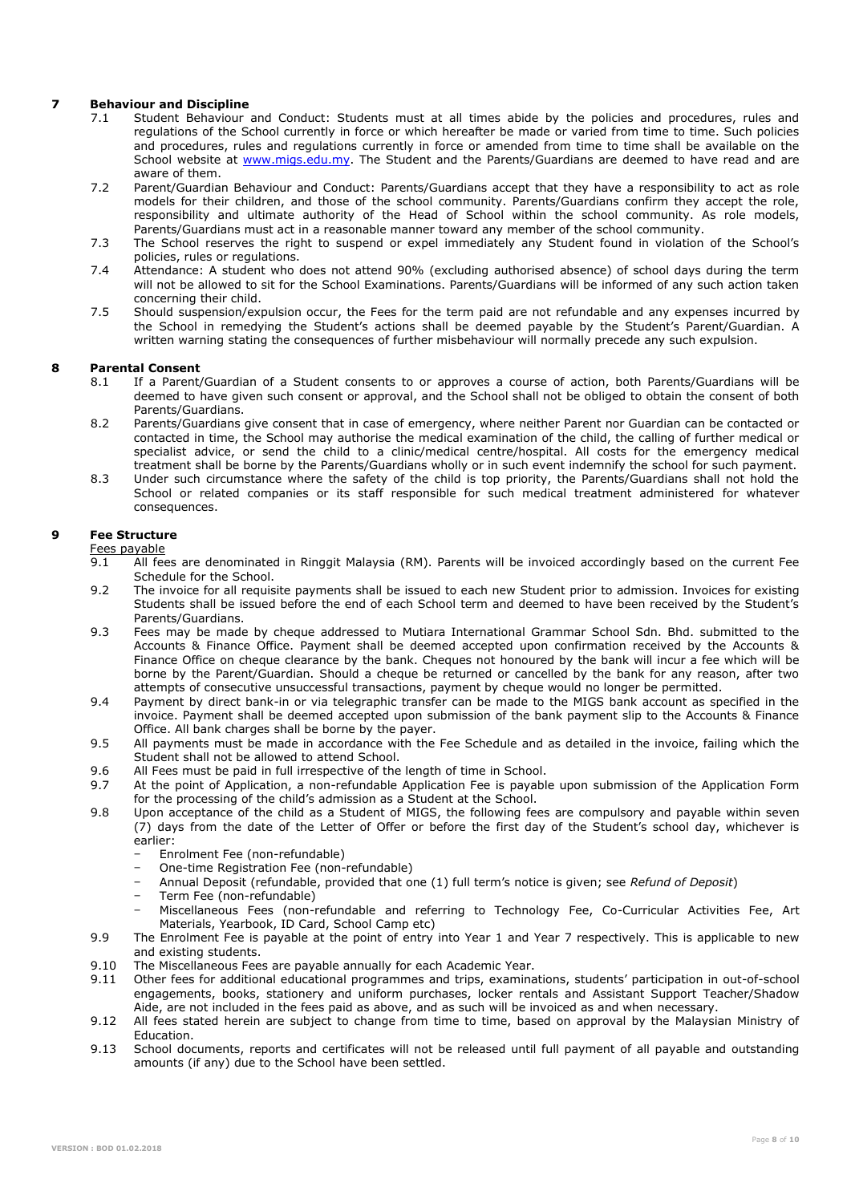## 7 Behaviour and Discipline

7.1 Student Behaviour and Conduct: Students must at all times abide by the policies and procedures, rules and regulations of the School currently in force or which hereafter be made or varied from time to time. Such policies and procedures, rules and regulations currently in force or amended from time to time shall be available on the School website at [www.migs.edu.my](www.migs.edu.my). The Student and the Parents/Guardians are deemed to have read and are aware of them.

7.2 Parent/Guardian Behaviour and Conduct: Parents/Guardians accept that they have a responsibility to act as role models for their children, and those of the school community. Parents/Guardians confirm they accept the role, responsibility and ultimate authority of the Head of School within the school community. As role models, Parents/Guardians must act in a reasonable manner toward any member of the school community.

7.3 The School reserves the right to suspend or expel immediately any Student found in violation of the School's policies, rules or regulations.

7.4 Attendance: A student who does not attend 90% (excluding authorised absence) of school days during the term will not be allowed to sit for the School Examinations. Parents/Guardians will be informed of any such action taken concerning their child.

7.5 Should suspension/expulsion occur, the Fees for the term paid are not refundable and any expenses incurred by the School in remedying the Student's actions shall be deemed payable by the Student's Parent/Guardian. A written warning stating the consequences of further misbehaviour will normally precede any such expulsion.

## 8 Parental Consent

8.1 If a Parent/Guardian of a Student consents to or approves a course of action, both Parents/Guardians will be deemed to have given such consent or approval, and the School shall not be obliged to obtain the consent of both Parents/Guardians.

8.2 Parents/Guardians give consent that in case of emergency, where neither Parent nor Guardian can be contacted or contacted in time, the School may authorise the medical examination of the child, the calling of further medical or specialist advice, or send the child to a clinic/medical centre/hospital. All costs for the emergency medical treatment shall be borne by the Parents/Guardians wholly or in such event indemnify the school for such payment.

8.3 Under such circumstance where the safety of the child is top priority, the Parents/Guardians shall not hold the School or related companies or its staff responsible for such medical treatment administered for whatever consequences.

## 9 Fee Structure

Fees payable

9.1 All fees are denominated in Ringgit Malaysia (RM). Parents will be invoiced accordingly based on the current Fee Schedule for the School.

9.2 The invoice for all requisite payments shall be issued to each new Student prior to admission. Invoices for existing Students shall be issued before the end of each School term and deemed to have been received by the Student's Parents/Guardians.

9.3 Fees may be made by cheque addressed to Mutiara International Grammar School Sdn. Bhd. submitted to the Accounts & Finance Office. Payment shall be deemed accepted upon confirmation received by the Accounts & Finance Office on cheque clearance by the bank. Cheques not honoured by the bank will incur a fee which will be borne by the Parent/Guardian. Should a cheque be returned or cancelled by the bank for any reason, after two attempts of consecutive unsuccessful transactions, payment by cheque would no longer be permitted.

9.4 Payment by direct bank-in or via telegraphic transfer can be made to the MIGS bank account as specified in the invoice. Payment shall be deemed accepted upon submission of the bank payment slip to the Accounts & Finance Office. All bank charges shall be borne by the payer.

9.5 All payments must be made in accordance with the Fee Schedule and as detailed in the invoice, failing which the Student shall not be allowed to attend School.

9.6 All Fees must be paid in full irrespective of the length of time in School.

9.7 At the point of Application, a non-refundable Application Fee is payable upon submission of the Application Form for the processing of the child's admission as a Student at the School.

9.8 Upon acceptance of the child as a Student of MIGS, the following fees are compulsory and payable within seven (7) days from the date of the Letter of Offer or before the first day of the Student's school day, whichever is earlier:

- Enrolment Fee (non-refundable)
- One-time Registration Fee (non-refundable)
- Annual Deposit (refundable, provided that one (1) full term's notice is given; see *Refund of Deposit*)
- Term Fee (non-refundable)
- Miscellaneous Fees (non-refundable and referring to Technology Fee, Co-Curricular Activities Fee, Art Materials, Yearbook, ID Card, School Camp etc)

9.9 The Enrolment Fee is payable at the point of entry into Year 1 and Year 7 respectively. This is applicable to new and existing students.

9.10 The Miscellaneous Fees are payable annually for each Academic Year.

9.11 Other fees for additional educational programmes and trips, examinations, students' participation in out-of-school engagements, books, stationery and uniform purchases, locker rentals and Assistant Support Teacher/Shadow Aide, are not included in the fees paid as above, and as such will be invoiced as and when necessary.

9.12 All fees stated herein are subject to change from time to time, based on approval by the Malaysian Ministry of Education.

9.13 School documents, reports and certificates will not be released until full payment of all payable and outstanding amounts (if any) due to the School have been settled.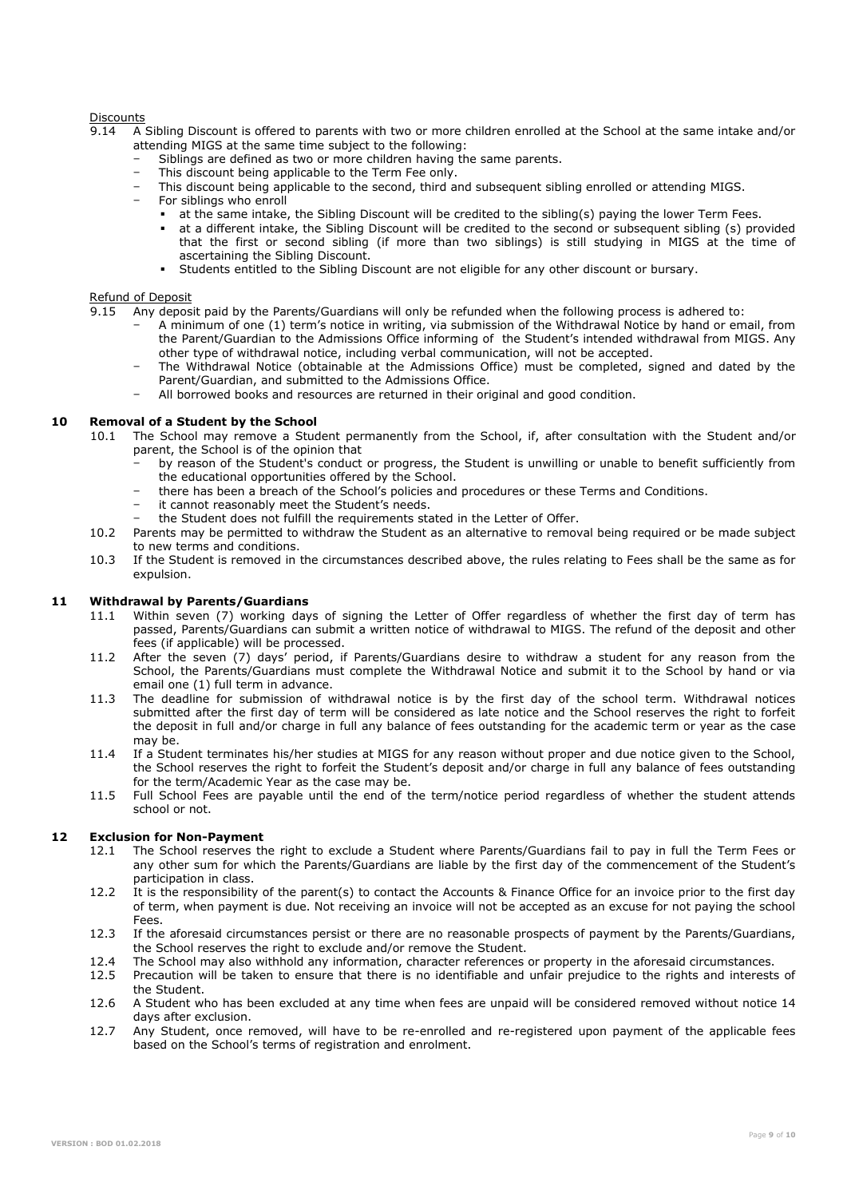Discounts

9.14 A Sibling Discount is offered to parents with two or more children enrolled at the School at the same intake and/or attending MIGS at the same time subject to the following:

- Siblings are defined as two or more children having the same parents.
- This discount being applicable to the Term Fee only.
- This discount being applicable to the second, third and subsequent sibling enrolled or attending MIGS.
- For siblings who enroll
  - at the same intake, the Sibling Discount will be credited to the sibling(s) paying the lower Term Fees.
  - at a different intake, the Sibling Discount will be credited to the second or subsequent sibling (s) provided that the first or second sibling (if more than two siblings) is still studying in MIGS at the time of ascertaining the Sibling Discount.
  - Students entitled to the Sibling Discount are not eligible for any other discount or bursary.

Refund of Deposit

9.15 Any deposit paid by the Parents/Guardians will only be refunded when the following process is adhered to:

- A minimum of one (1) term's notice in writing, via submission of the Withdrawal Notice by hand or email, from the Parent/Guardian to the Admissions Office informing of the Student's intended withdrawal from MIGS. Any other type of withdrawal notice, including verbal communication, will not be accepted.
- The Withdrawal Notice (obtainable at the Admissions Office) must be completed, signed and dated by the Parent/Guardian, and submitted to the Admissions Office.
- All borrowed books and resources are returned in their original and good condition.

## 10 Removal of a Student by the School

10.1 The School may remove a Student permanently from the School, if, after consultation with the Student and/or parent, the School is of the opinion that

- by reason of the Student's conduct or progress, the Student is unwilling or unable to benefit sufficiently from the educational opportunities offered by the School.
- there has been a breach of the School's policies and procedures or these Terms and Conditions.
- it cannot reasonably meet the Student's needs.
- the Student does not fulfill the requirements stated in the Letter of Offer.

10.2 Parents may be permitted to withdraw the Student as an alternative to removal being required or be made subject to new terms and conditions.

10.3 If the Student is removed in the circumstances described above, the rules relating to Fees shall be the same as for expulsion.

## 11 Withdrawal by Parents/Guardians

11.1 Within seven (7) working days of signing the Letter of Offer regardless of whether the first day of term has passed, Parents/Guardians can submit a written notice of withdrawal to MIGS. The refund of the deposit and other fees (if applicable) will be processed.

11.2 After the seven (7) days' period, if Parents/Guardians desire to withdraw a student for any reason from the School, the Parents/Guardians must complete the Withdrawal Notice and submit it to the School by hand or via email one (1) full term in advance.

11.3 The deadline for submission of withdrawal notice is by the first day of the school term. Withdrawal notices submitted after the first day of term will be considered as late notice and the School reserves the right to forfeit the deposit in full and/or charge in full any balance of fees outstanding for the academic term or year as the case may be.

11.4 If a Student terminates his/her studies at MIGS for any reason without proper and due notice given to the School, the School reserves the right to forfeit the Student's deposit and/or charge in full any balance of fees outstanding for the term/Academic Year as the case may be.

11.5 Full School Fees are payable until the end of the term/notice period regardless of whether the student attends school or not.

## 12 Exclusion for Non-Payment

12.1 The School reserves the right to exclude a Student where Parents/Guardians fail to pay in full the Term Fees or any other sum for which the Parents/Guardians are liable by the first day of the commencement of the Student's participation in class.

12.2 It is the responsibility of the parent(s) to contact the Accounts & Finance Office for an invoice prior to the first day of term, when payment is due. Not receiving an invoice will not be accepted as an excuse for not paying the school Fees.

12.3 If the aforesaid circumstances persist or there are no reasonable prospects of payment by the Parents/Guardians, the School reserves the right to exclude and/or remove the Student.

12.4 The School may also withhold any information, character references or property in the aforesaid circumstances.

12.5 Precaution will be taken to ensure that there is no identifiable and unfair prejudice to the rights and interests of the Student.

12.6 A Student who has been excluded at any time when fees are unpaid will be considered removed without notice 14 days after exclusion.

12.7 Any Student, once removed, will have to be re-enrolled and re-registered upon payment of the applicable fees based on the School's terms of registration and enrolment.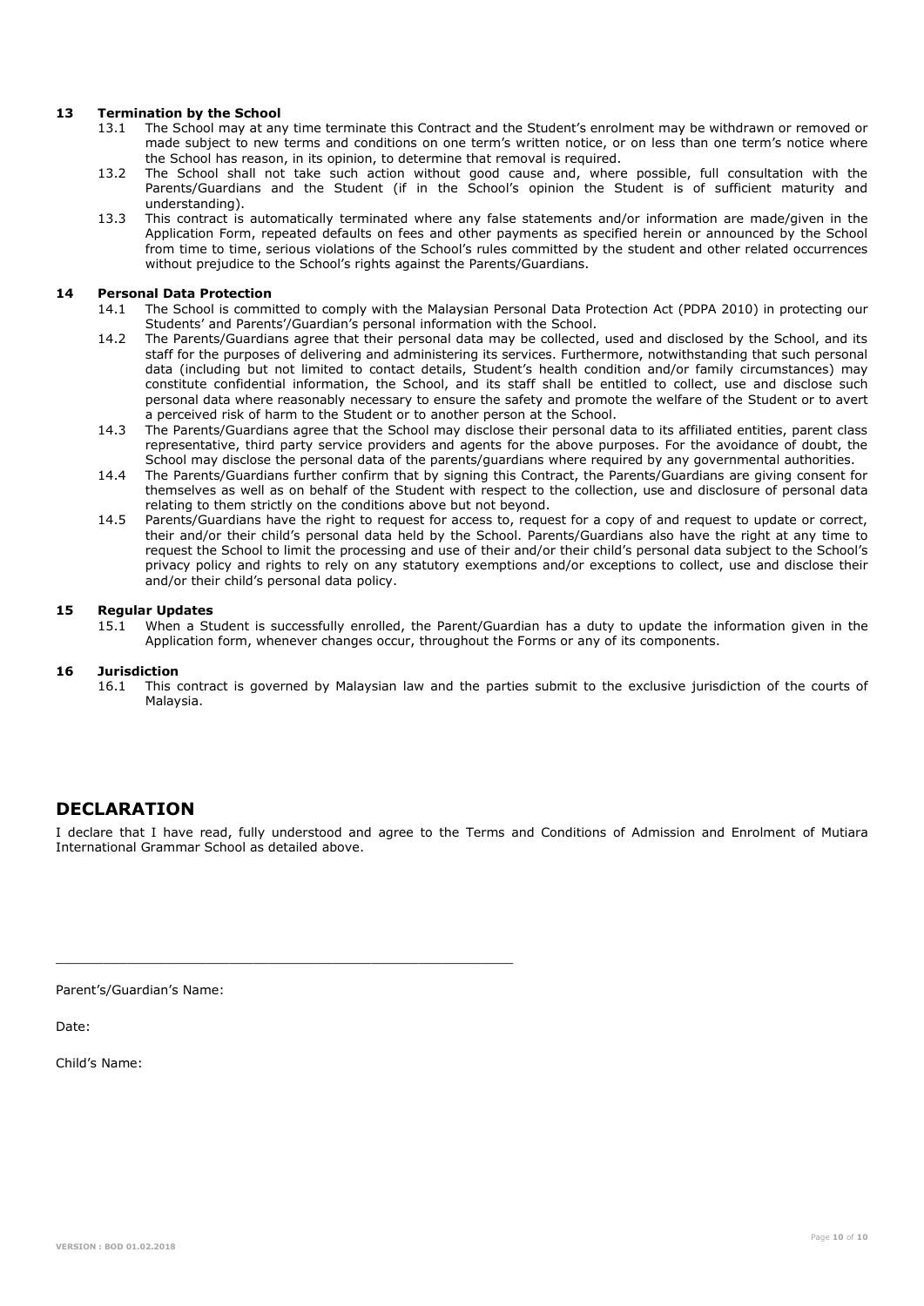### 13 Termination by the School

13.1 The School may at any time terminate this Contract and the Student's enrolment may be withdrawn or removed or made subject to new terms and conditions on one term's written notice, or on less than one term's notice where the School has reason, in its opinion, to determine that removal is required.

13.2 The School shall not take such action without good cause and, where possible, full consultation with the Parents/Guardians and the Student (if in the School's opinion the Student is of sufficient maturity and understanding).

13.3 This contract is automatically terminated where any false statements and/or information are made/given in the Application Form, repeated defaults on fees and other payments as specified herein or announced by the School from time to time, serious violations of the School's rules committed by the student and other related occurrences without prejudice to the School's rights against the Parents/Guardians.

### 14 Personal Data Protection

14.1 The School is committed to comply with the Malaysian Personal Data Protection Act (PDPA 2010) in protecting our Students' and Parents'/Guardian's personal information with the School.

14.2 The Parents/Guardians agree that their personal data may be collected, used and disclosed by the School, and its staff for the purposes of delivering and administering its services. Furthermore, notwithstanding that such personal data (including but not limited to contact details, Student's health condition and/or family circumstances) may constitute confidential information, the School, and its staff shall be entitled to collect, use and disclose such personal data where reasonably necessary to ensure the safety and promote the welfare of the Student or to avert a perceived risk of harm to the Student or to another person at the School.

14.3 The Parents/Guardians agree that the School may disclose their personal data to its affiliated entities, parent class representative, third party service providers and agents for the above purposes. For the avoidance of doubt, the School may disclose the personal data of the parents/guardians where required by any governmental authorities.

14.4 The Parents/Guardians further confirm that by signing this Contract, the Parents/Guardians are giving consent for themselves as well as on behalf of the Student with respect to the collection, use and disclosure of personal data relating to them strictly on the conditions above but not beyond.

14.5 Parents/Guardians have the right to request for access to, request for a copy of and request to update or correct, their and/or their child's personal data held by the School. Parents/Guardians also have the right at any time to request the School to limit the processing and use of their and/or their child's personal data subject to the School's privacy policy and rights to rely on any statutory exemptions and/or exceptions to collect, use and disclose their and/or their child's personal data policy.

### 15 Regular Updates

15.1 When a Student is successfully enrolled, the Parent/Guardian has a duty to update the information given in the Application form, whenever changes occur, throughout the Forms or any of its components.

### 16 Jurisdiction

16.1 This contract is governed by Malaysian law and the parties submit to the exclusive jurisdiction of the courts of Malaysia.

## DECLARATION

I declare that I have read, fully understood and agree to the Terms and Conditions of Admission and Enrolment of Mutiara International Grammar School as detailed above.

\_\_\_\_\_\_\_\_\_\_\_\_\_\_\_\_\_\_\_\_\_\_\_\_\_\_\_\_\_\_\_\_\_\_\_\_\_\_\_\_\_\_\_\_\_\_\_\_\_\_\_\_

Parent's/Guardian's Name:

Date:

Child's Name: